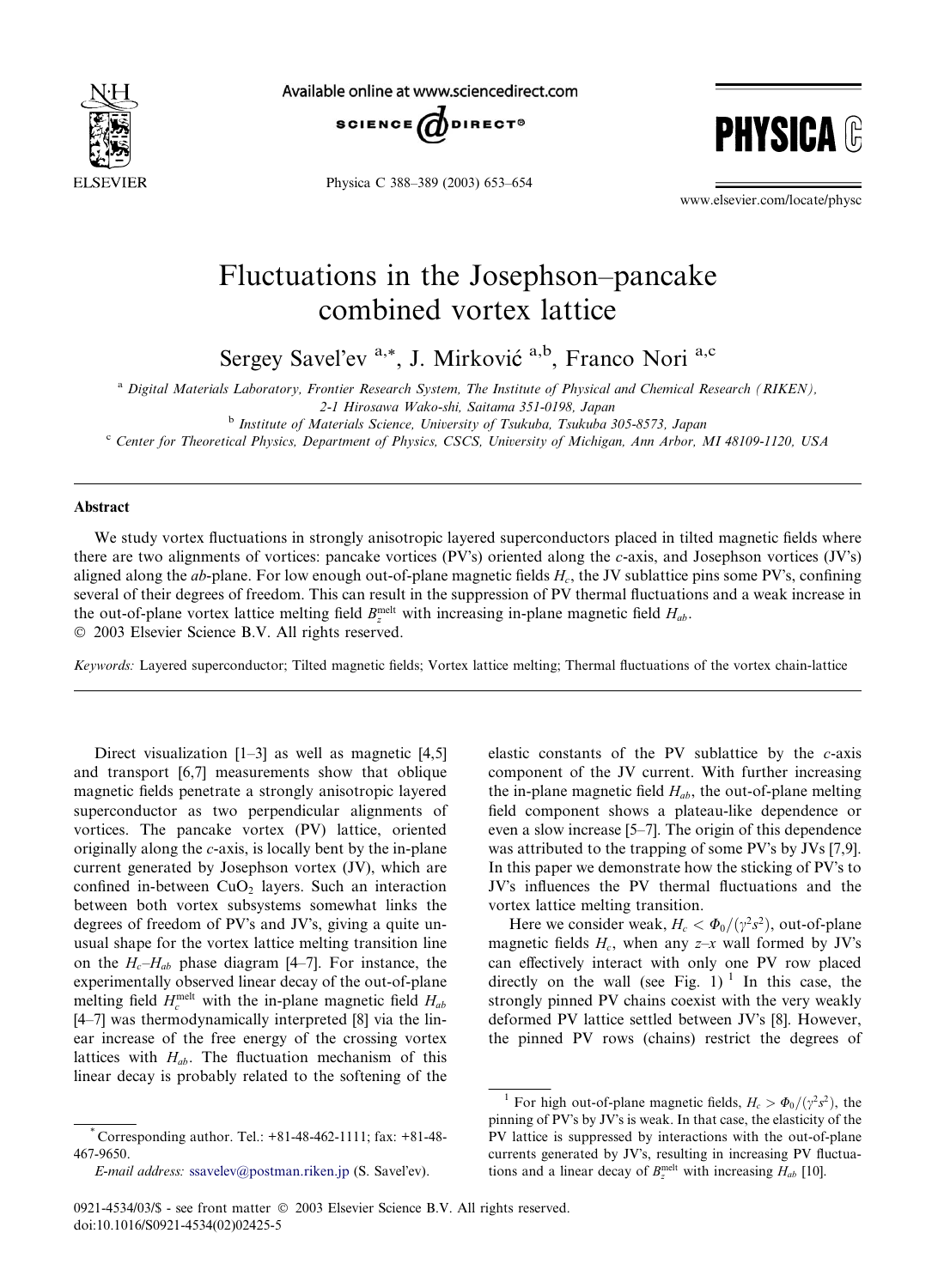# Fluctuations in the Josephson–pancake combined vortex lattice

Sergey Savel'ev [a,*], J. Mirković [a,b], Franco Nori [a,c]

[a] Digital Materials Laboratory, Frontier Research System, The Institute of Physical and Chemical Research (RIKEN), 2-1 Hirosawa Wako-shi, Saitama 351-0198, Japan

[b] Institute of Materials Science, University of Tsukuba, Tsukuba 305-8573, Japan

[c] Center for Theoretical Physics, Department of Physics, CSCS, University of Michigan, Ann Arbor, MI 48109-1120, USA

## Abstract

We study vortex fluctuations in strongly anisotropic layered superconductors placed in tilted magnetic fields where there are two alignments of vortices: pancake vortices (PV's) oriented along the $c$-axis, and Josephson vortices (JV's) aligned along the $ab$-plane. For low enough out-of-plane magnetic fields $H_c$, the JV sublattice pins some PV's, confining several of their degrees of freedom. This can result in the suppression of PV thermal fluctuations and a weak increase in the out-of-plane vortex lattice melting field $B_z^{\rm melt}$ with increasing in-plane magnetic field $H_{ab}$.

© 2003 Elsevier Science B.V. All rights reserved.

*Keywords:* Layered superconductor; Tilted magnetic fields; Vortex lattice melting; Thermal fluctuations of the vortex chain-lattice

Direct visualization [1–3] as well as magnetic [4,5] and transport [6,7] measurements show that oblique magnetic fields penetrate a strongly anisotropic layered superconductor as two perpendicular alignments of vortices. The pancake vortex (PV) lattice, oriented originally along the $c$-axis, is locally bent by the in-plane current generated by Josephson vortex (JV), which are confined in-between $CuO_2$ layers. Such an interaction between both vortex subsystems somewhat links the degrees of freedom of PV's and JV's, giving a quite unusual shape for the vortex lattice melting transition line on the $H_c$–$H_{ab}$ phase diagram [4–7]. For instance, the experimentally observed linear decay of the out-of-plane melting field $H_c^{\rm melt}$ with the in-plane magnetic field $H_{ab}$ [4–7] was thermodynamically interpreted [8] via the linear increase of the free energy of the crossing vortex lattices with $H_{ab}$. The fluctuation mechanism of this linear decay is probably related to the softening of the elastic constants of the PV sublattice by the $c$-axis component of the JV current. With further increasing the in-plane magnetic field $H_{ab}$, the out-of-plane melting field component shows a plateau-like dependence or even a slow increase [5–7]. The origin of this dependence was attributed to the trapping of some PV's by JVs [7,9]. In this paper we demonstrate how the sticking of PV's to JV's influences the PV thermal fluctuations and the vortex lattice melting transition.

Here we consider weak, $H_c < \Phi_0/(\gamma^2 s^2)$, out-of-plane magnetic fields $H_c$, when any $z$–$x$ wall formed by JV's can effectively interact with only one PV row placed directly on the wall (see Fig. 1) [1] In this case, the strongly pinned PV chains coexist with the very weakly deformed PV lattice settled between JV's [8]. However, the pinned PV rows (chains) restrict the degrees of

[1] For high out-of-plane magnetic fields, $H_c > \Phi_0/(\gamma^2 s^2)$, the pinning of PV's by JV's is weak. In that case, the elasticity of the PV lattice is suppressed by interactions with the out-of-plane currents generated by JV's, resulting in increasing PV fluctuations and a linear decay of $B_z^{\rm melt}$ with increasing $H_{ab}$ [10].

* Corresponding author. Tel.: +81-48-462-1111; fax: +81-48-467-9650.

*E-mail address:* ssavelev@postman.riken.jp (S. Savel'ev).

0921-4534/03/$ - see front matter © 2003 Elsevier Science B.V. All rights reserved.
doi:10.1016/S0921-4534(02)02425-5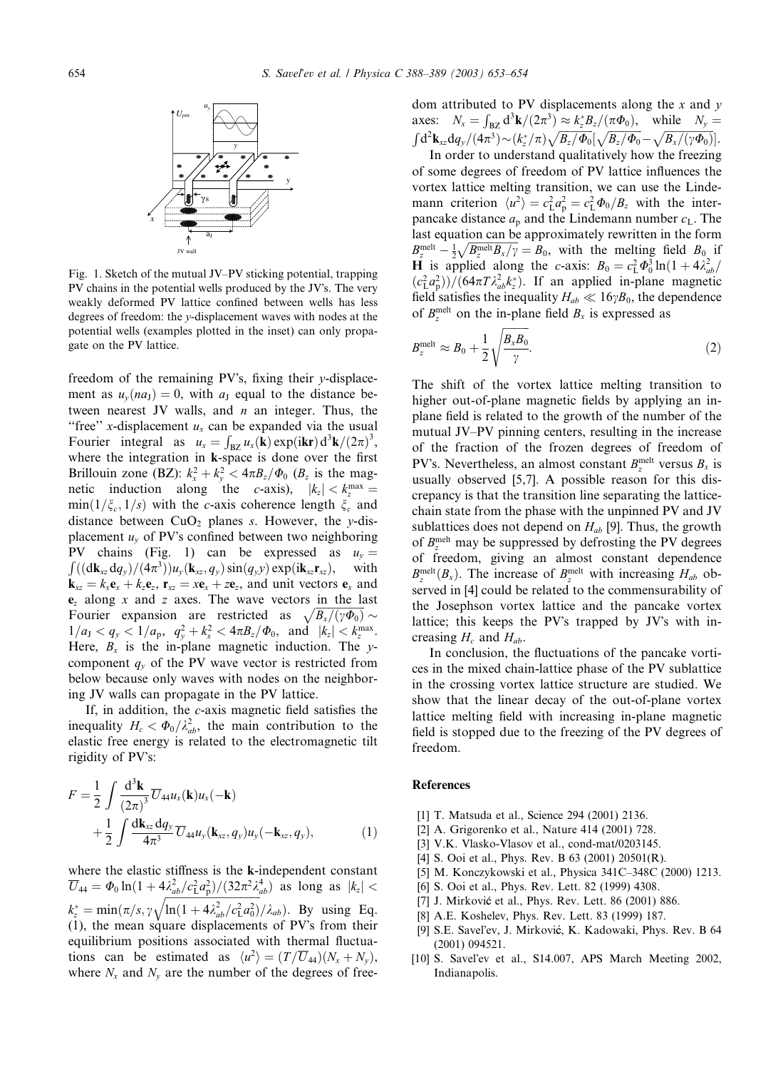U_{pin}

u_y

y

y

γs

x

a_J

JV wall

Fig. 1. Sketch of the mutual JV–PV sticking potential, trapping PV chains in the potential wells produced by the JV's. The very weakly deformed PV lattice confined between wells has less degrees of freedom: the y-displacement waves with nodes at the potential wells (examples plotted in the inset) can only propagate on the PV lattice.

freedom of the remaining PV's, fixing their y-displacement as $u_y(na_J) = 0$, with $a_J$ equal to the distance between nearest JV walls, and $n$ an integer. Thus, the "free" x-displacement $u_x$ can be expanded via the usual Fourier integral as $u_x = \int_{BZ} u_x(\mathbf{k}) \exp(i\mathbf{kr})\, d^3\mathbf{k}/(2\pi)^3$, where the integration in $\mathbf{k}$-space is done over the first Brillouin zone (BZ): $k_x^2 + k_y^2 < 4\pi B_z/\Phi_0$ ($B_z$ is the magnetic induction along the c-axis), $|k_z| < k_z^{max} = \min(1/\xi_c, 1/s)$ with the c-axis coherence length $\xi_c$ and distance between $CuO_2$ planes $s$. However, the y-displacement $u_y$ of PV's confined between two neighboring PV chains (Fig. 1) can be expressed as $u_y = \int((d\mathbf{k}_{xz}\, dq_y)/(4\pi^3)) u_y(\mathbf{k}_{xz}, q_y) \sin(q_y y) \exp(i\mathbf{k}_{xz}\mathbf{r}_{xz})$, with $\mathbf{k}_{xz} = k_x\mathbf{e}_x + k_z\mathbf{e}_z$, $\mathbf{r}_{xz} = x\mathbf{e}_x + z\mathbf{e}_z$, and unit vectors $\mathbf{e}_x$ and $\mathbf{e}_z$ along $x$ and $z$ axes. The wave vectors in the last Fourier expansion are restricted as $\sqrt{B_x/(\gamma\Phi_0)} \sim 1/a_J < q_y < 1/a_p$, $q_y^2 + k_x^2 < 4\pi B_z/\Phi_0$, and $|k_z| < k_z^{max}$. Here, $B_x$ is the in-plane magnetic induction. The y-component $q_y$ of the PV wave vector is restricted from below because only waves with nodes on the neighboring JV walls can propagate in the PV lattice.

If, in addition, the c-axis magnetic field satisfies the inequality $H_c < \Phi_0/\lambda_{ab}^2$, the main contribution to the elastic free energy is related to the electromagnetic tilt rigidity of PV's:

$$F = \frac{1}{2}\int \frac{d^3\mathbf{k}}{(2\pi)^3}\,\overline{U}_{44} u_x(\mathbf{k}) u_x(-\mathbf{k}) + \frac{1}{2}\int \frac{d\mathbf{k}_{xz}\, dq_y}{4\pi^3}\,\overline{U}_{44} u_y(\mathbf{k}_{xz}, q_y) u_y(-\mathbf{k}_{xz}, q_y), \tag{1}$$

where the elastic stiffness is the $\mathbf{k}$-independent constant $\overline{U}_{44} = \Phi_0 \ln(1 + 4\lambda_{ab}^2/c_L^2 a_p^2)/(32\pi^2\lambda_{ab}^4)$ as long as $|k_z| < k_z^* = \min(\pi/s, \gamma\sqrt{\ln(1 + 4\lambda_{ab}^2/c_L^2 a_0^2)}/\lambda_{ab})$. By using Eq. (1), the mean square displacements of PV's from their equilibrium positions associated with thermal fluctuations can be estimated as $\langle u^2 \rangle = (T/\overline{U}_{44})(N_x + N_y)$, where $N_x$ and $N_y$ are the number of the degrees of freedom attributed to PV displacements along the $x$ and $y$ axes: $N_x = \int_{BZ} d^3\mathbf{k}/(2\pi^3) \approx k_z^* B_z/(\pi\Phi_0)$, while $N_y = \int d^2\mathbf{k}_{xz}\, dq_y/(4\pi^3) \sim (k_z^*/\pi)\sqrt{B_z/\Phi_0}[\sqrt{B_z/\Phi_0} - \sqrt{B_x/(\gamma\Phi_0)}]$.

In order to understand qualitatively how the freezing of some degrees of freedom of PV lattice influences the vortex lattice melting transition, we can use the Lindemann criterion $\langle u^2 \rangle = c_L^2 a_p^2 = c_L^2 \Phi_0/B_z$ with the interpancake distance $a_p$ and the Lindemann number $c_L$. The last equation can be approximately rewritten in the form $B_z^{melt} - \frac{1}{2}\sqrt{B_z^{melt} B_x/\gamma} = B_0$, with the melting field $B_0$ if $\mathbf{H}$ is applied along the c-axis: $B_0 = c_L^2 \Phi_0^3 \ln(1 + 4\lambda_{ab}^2/(c_L^2 a_p^2))/(64\pi T \lambda_{ab}^2 k_z^*)$. If an applied in-plane magnetic field satisfies the inequality $H_{ab} \ll 16\gamma B_0$, the dependence of $B_z^{melt}$ on the in-plane field $B_x$ is expressed as

$$B_z^{melt} \approx B_0 + \frac{1}{2}\sqrt{\frac{B_x B_0}{\gamma}}. \tag{2}$$

The shift of the vortex lattice melting transition to higher out-of-plane magnetic fields by applying an in-plane field is related to the growth of the number of the mutual JV–PV pinning centers, resulting in the increase of the fraction of the frozen degrees of freedom of PV's. Nevertheless, an almost constant $B_z^{melt}$ versus $B_x$ is usually observed [5,7]. A possible reason for this discrepancy is that the transition line separating the lattice-chain state from the phase with the unpinned PV and JV sublattices does not depend on $H_{ab}$ [9]. Thus, the growth of $B_z^{melt}$ may be suppressed by defrosting the PV degrees of freedom, giving an almost constant dependence $B_z^{melt}(B_x)$. The increase of $B_z^{melt}$ with increasing $H_{ab}$ observed in [4] could be related to the commensurability of the Josephson vortex lattice and the pancake vortex lattice; this keeps the PV's trapped by JV's with increasing $H_c$ and $H_{ab}$.

In conclusion, the fluctuations of the pancake vortices in the mixed chain-lattice phase of the PV sublattice in the crossing vortex lattice structure are studied. We show that the linear decay of the out-of-plane vortex lattice melting field with increasing in-plane magnetic field is stopped due to the freezing of the PV degrees of freedom.

## References

[1] T. Matsuda et al., Science 294 (2001) 2136.

[2] A. Grigorenko et al., Nature 414 (2001) 728.

[3] V.K. Vlasko-Vlasov et al., cond-mat/0203145.

[4] S. Ooi et al., Phys. Rev. B 63 (2001) 20501(R).

[5] M. Konczykowski et al., Physica 341C–348C (2000) 1213.

[6] S. Ooi et al., Phys. Rev. Lett. 82 (1999) 4308.

[7] J. Mirković et al., Phys. Rev. Lett. 86 (2001) 886.

[8] A.E. Koshelev, Phys. Rev. Lett. 83 (1999) 187.

[9] S.E. Savel'ev, J. Mirković, K. Kadowaki, Phys. Rev. B 64 (2001) 094521.

[10] S. Savel'ev et al., S14.007, APS March Meeting 2002, Indianapolis.